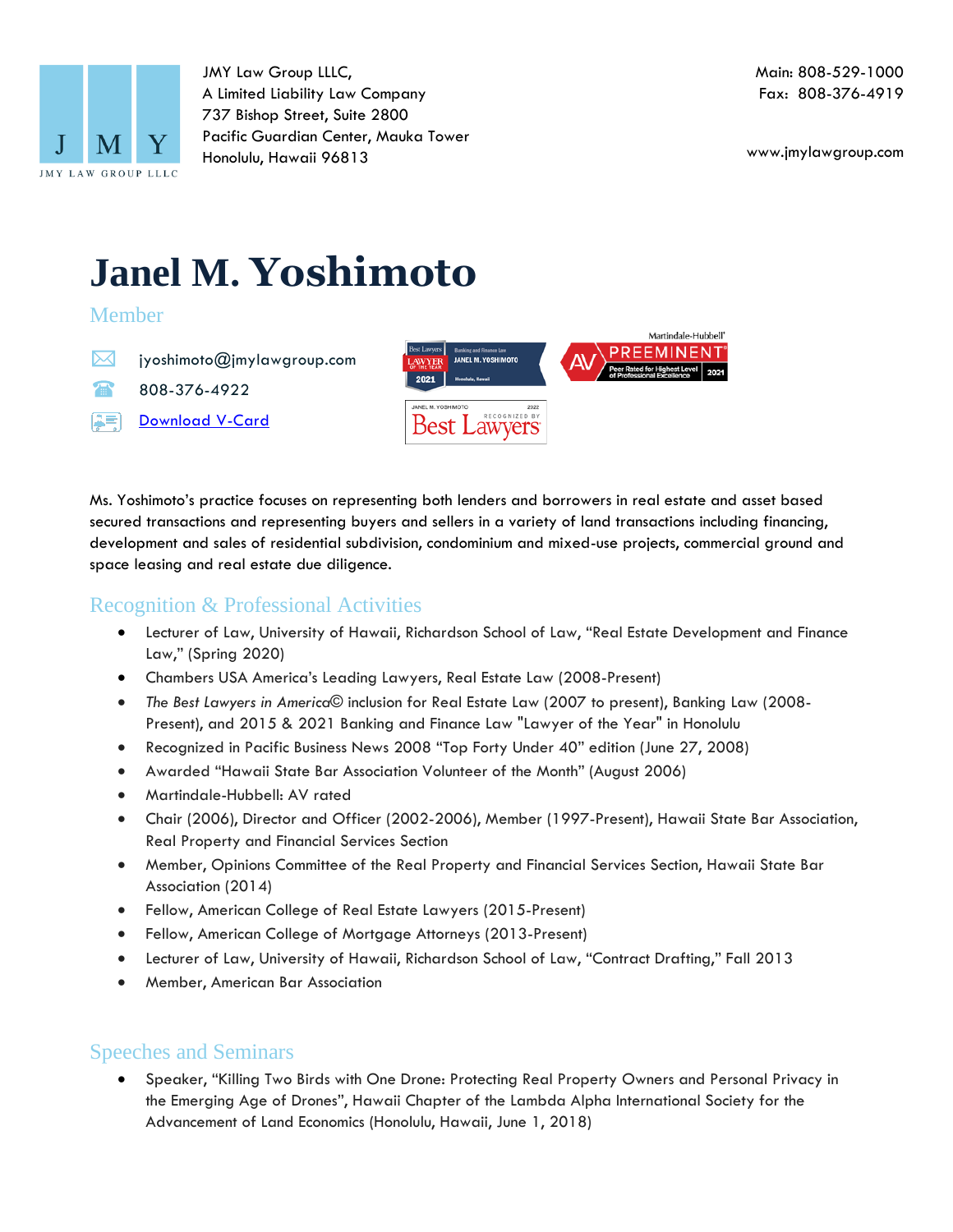JMY LAW GROUP LLLC

JMY Law Group LLLC,
A Limited Liability Law Company
737 Bishop Street, Suite 2800
Pacific Guardian Center, Mauka Tower
Honolulu, Hawaii 96813

Main: 808-529-1000
Fax: 808-376-4919

www.jmylawgroup.com

# Janel M. Yoshimoto

Member

jyoshimoto@jmylawgroup.com

808-376-4922

[Download V-Card]

Ms. Yoshimoto's practice focuses on representing both lenders and borrowers in real estate and asset based secured transactions and representing buyers and sellers in a variety of land transactions including financing, development and sales of residential subdivision, condominium and mixed-use projects, commercial ground and space leasing and real estate due diligence.

## Recognition & Professional Activities

- Lecturer of Law, University of Hawaii, Richardson School of Law, "Real Estate Development and Finance Law," (Spring 2020)
- Chambers USA America's Leading Lawyers, Real Estate Law (2008-Present)
- *The Best Lawyers in America*© inclusion for Real Estate Law (2007 to present), Banking Law (2008-Present), and 2015 & 2021 Banking and Finance Law "Lawyer of the Year" in Honolulu
- Recognized in Pacific Business News 2008 "Top Forty Under 40" edition (June 27, 2008)
- Awarded "Hawaii State Bar Association Volunteer of the Month" (August 2006)
- Martindale-Hubbell: AV rated
- Chair (2006), Director and Officer (2002-2006), Member (1997-Present), Hawaii State Bar Association, Real Property and Financial Services Section
- Member, Opinions Committee of the Real Property and Financial Services Section, Hawaii State Bar Association (2014)
- Fellow, American College of Real Estate Lawyers (2015-Present)
- Fellow, American College of Mortgage Attorneys (2013-Present)
- Lecturer of Law, University of Hawaii, Richardson School of Law, "Contract Drafting," Fall 2013
- Member, American Bar Association

## Speeches and Seminars

- Speaker, "Killing Two Birds with One Drone: Protecting Real Property Owners and Personal Privacy in the Emerging Age of Drones", Hawaii Chapter of the Lambda Alpha International Society for the Advancement of Land Economics (Honolulu, Hawaii, June 1, 2018)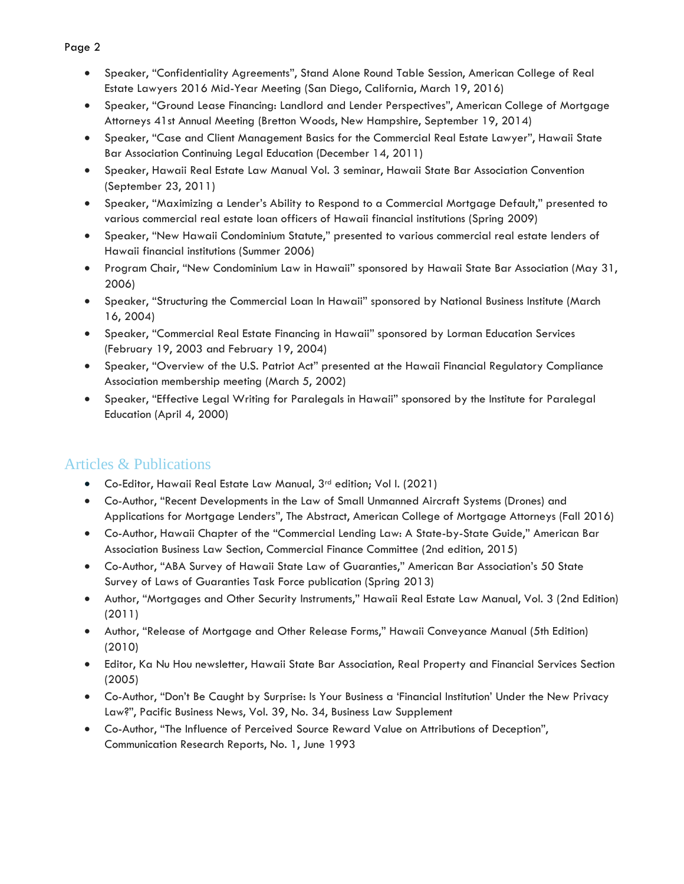- Speaker, "Confidentiality Agreements", Stand Alone Round Table Session, American College of Real Estate Lawyers 2016 Mid-Year Meeting (San Diego, California, March 19, 2016)
- Speaker, "Ground Lease Financing: Landlord and Lender Perspectives", American College of Mortgage Attorneys 41st Annual Meeting (Bretton Woods, New Hampshire, September 19, 2014)
- Speaker, "Case and Client Management Basics for the Commercial Real Estate Lawyer", Hawaii State Bar Association Continuing Legal Education (December 14, 2011)
- Speaker, Hawaii Real Estate Law Manual Vol. 3 seminar, Hawaii State Bar Association Convention (September 23, 2011)
- Speaker, "Maximizing a Lender's Ability to Respond to a Commercial Mortgage Default," presented to various commercial real estate loan officers of Hawaii financial institutions (Spring 2009)
- Speaker, "New Hawaii Condominium Statute," presented to various commercial real estate lenders of Hawaii financial institutions (Summer 2006)
- Program Chair, "New Condominium Law in Hawaii" sponsored by Hawaii State Bar Association (May 31, 2006)
- Speaker, "Structuring the Commercial Loan In Hawaii" sponsored by National Business Institute (March 16, 2004)
- Speaker, "Commercial Real Estate Financing in Hawaii" sponsored by Lorman Education Services (February 19, 2003 and February 19, 2004)
- Speaker, "Overview of the U.S. Patriot Act" presented at the Hawaii Financial Regulatory Compliance Association membership meeting (March 5, 2002)
- Speaker, "Effective Legal Writing for Paralegals in Hawaii" sponsored by the Institute for Paralegal Education (April 4, 2000)

## Articles & Publications

- Co-Editor, Hawaii Real Estate Law Manual, 3rd edition; Vol I. (2021)
- Co-Author, "Recent Developments in the Law of Small Unmanned Aircraft Systems (Drones) and Applications for Mortgage Lenders", The Abstract, American College of Mortgage Attorneys (Fall 2016)
- Co-Author, Hawaii Chapter of the "Commercial Lending Law: A State-by-State Guide," American Bar Association Business Law Section, Commercial Finance Committee (2nd edition, 2015)
- Co-Author, "ABA Survey of Hawaii State Law of Guaranties," American Bar Association's 50 State Survey of Laws of Guaranties Task Force publication (Spring 2013)
- Author, "Mortgages and Other Security Instruments," Hawaii Real Estate Law Manual, Vol. 3 (2nd Edition) (2011)
- Author, "Release of Mortgage and Other Release Forms," Hawaii Conveyance Manual (5th Edition) (2010)
- Editor, Ka Nu Hou newsletter, Hawaii State Bar Association, Real Property and Financial Services Section (2005)
- Co-Author, "Don't Be Caught by Surprise: Is Your Business a 'Financial Institution' Under the New Privacy Law?", Pacific Business News, Vol. 39, No. 34, Business Law Supplement
- Co-Author, "The Influence of Perceived Source Reward Value on Attributions of Deception", Communication Research Reports, No. 1, June 1993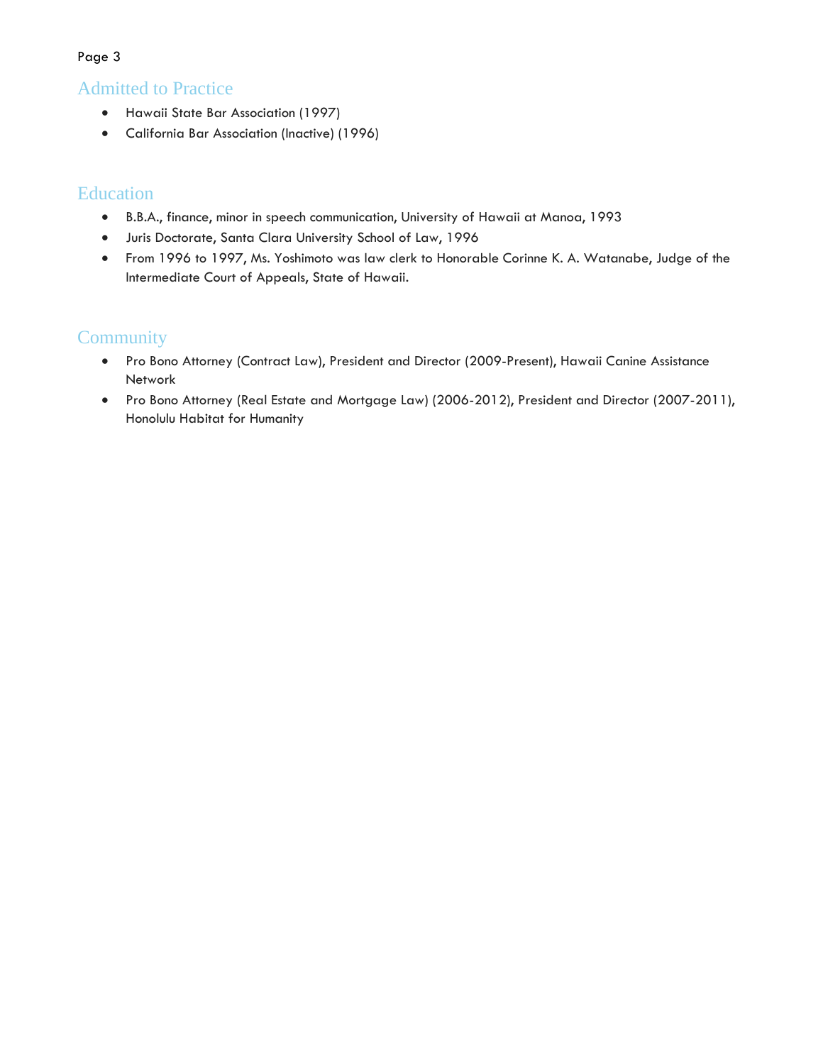## Admitted to Practice

- Hawaii State Bar Association (1997)
- California Bar Association (Inactive) (1996)

## Education

- B.B.A., finance, minor in speech communication, University of Hawaii at Manoa, 1993
- Juris Doctorate, Santa Clara University School of Law, 1996
- From 1996 to 1997, Ms. Yoshimoto was law clerk to Honorable Corinne K. A. Watanabe, Judge of the Intermediate Court of Appeals, State of Hawaii.

## Community

- Pro Bono Attorney (Contract Law), President and Director (2009-Present), Hawaii Canine Assistance Network
- Pro Bono Attorney (Real Estate and Mortgage Law) (2006-2012), President and Director (2007-2011), Honolulu Habitat for Humanity